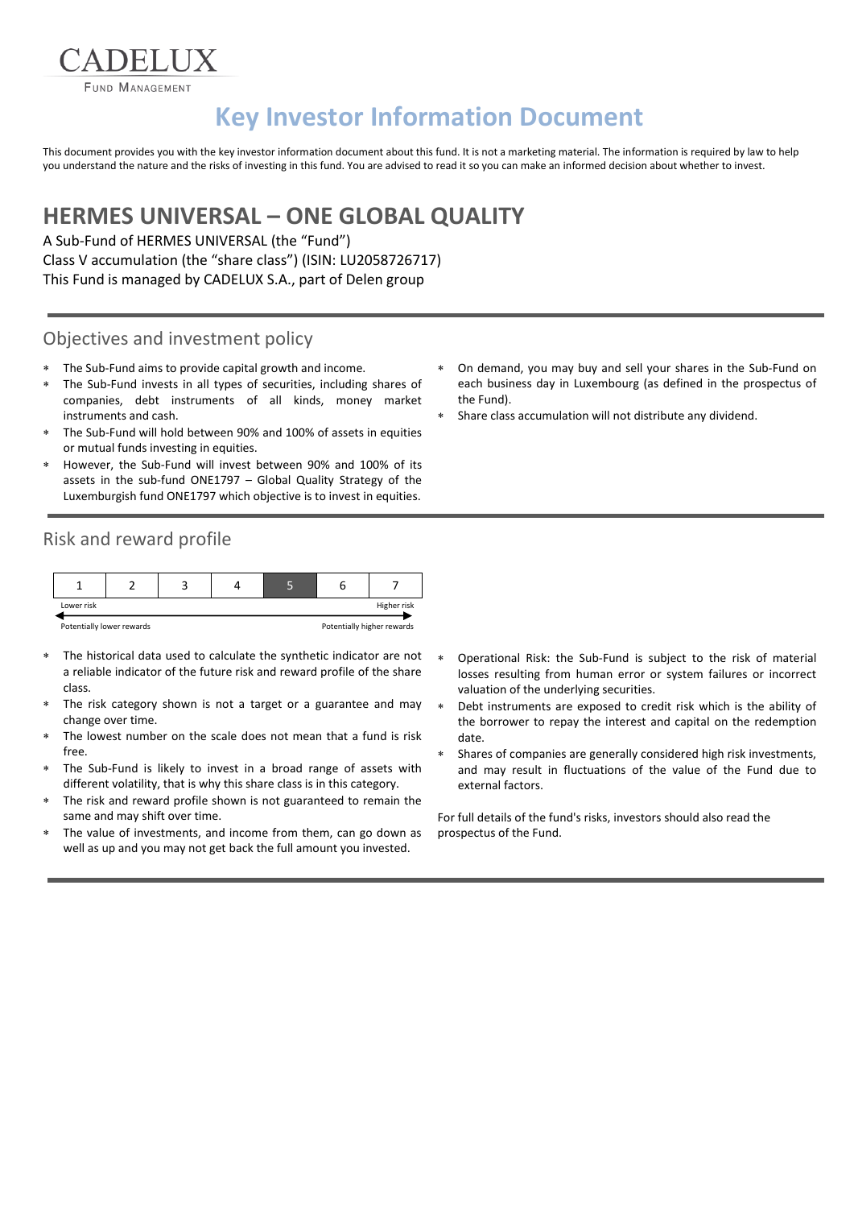CADELUX

FUND MANAGEMENT

# Key Investor Information Document

This document provides you with the key investor information document about this fund. It is not a marketing material. The information is required by law to help you understand the nature and the risks of investing in this fund. You are advised to read it so you can make an informed decision about whether to invest.

## HERMES UNIVERSAL – ONE GLOBAL QUALITY

A Sub-Fund of HERMES UNIVERSAL (the "Fund")
Class V accumulation (the "share class") (ISIN: LU2058726717)
This Fund is managed by CADELUX S.A., part of Delen group

### Objectives and investment policy

- The Sub-Fund aims to provide capital growth and income.
- The Sub-Fund invests in all types of securities, including shares of companies, debt instruments of all kinds, money market instruments and cash.
- The Sub-Fund will hold between 90% and 100% of assets in equities or mutual funds investing in equities.
- However, the Sub-Fund will invest between 90% and 100% of its assets in the sub-fund ONE1797 – Global Quality Strategy of the Luxemburgish fund ONE1797 which objective is to invest in equities.
- On demand, you may buy and sell your shares in the Sub-Fund on each business day in Luxembourg (as defined in the prospectus of the Fund).
- Share class accumulation will not distribute any dividend.

### Risk and reward profile

| 1 | 2 | 3 | 4 | **5** | 6 | 7 |
|---|---|---|---|---|---|---|

Lower risk — Higher risk

Potentially lower rewards — Potentially higher rewards

- The historical data used to calculate the synthetic indicator are not a reliable indicator of the future risk and reward profile of the share class.
- The risk category shown is not a target or a guarantee and may change over time.
- The lowest number on the scale does not mean that a fund is risk free.
- The Sub-Fund is likely to invest in a broad range of assets with different volatility, that is why this share class is in this category.
- The risk and reward profile shown is not guaranteed to remain the same and may shift over time.
- The value of investments, and income from them, can go down as well as up and you may not get back the full amount you invested.
- Operational Risk: the Sub-Fund is subject to the risk of material losses resulting from human error or system failures or incorrect valuation of the underlying securities.
- Debt instruments are exposed to credit risk which is the ability of the borrower to repay the interest and capital on the redemption date.
- Shares of companies are generally considered high risk investments, and may result in fluctuations of the value of the Fund due to external factors.

For full details of the fund's risks, investors should also read the prospectus of the Fund.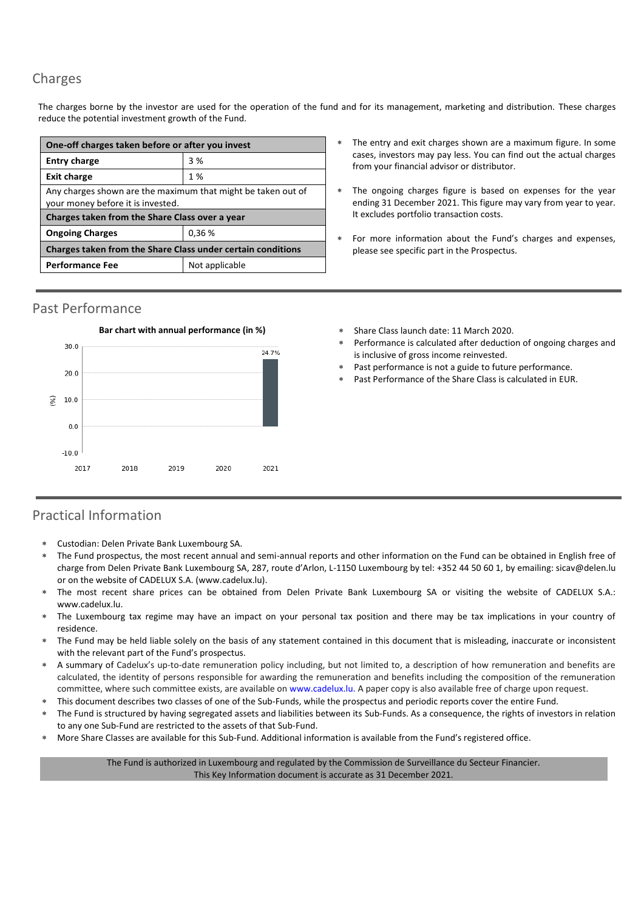## Charges

The charges borne by the investor are used for the operation of the fund and for its management, marketing and distribution. These charges reduce the potential investment growth of the Fund.

| One-off charges taken before or after you invest | |
|---|---|
| **Entry charge** | 3 % |
| **Exit charge** | 1 % |
| Any charges shown are the maximum that might be taken out of your money before it is invested. | |
| **Charges taken from the Share Class over a year** | |
| **Ongoing Charges** | 0,36 % |
| **Charges taken from the Share Class under certain conditions** | |
| **Performance Fee** | Not applicable |

- The entry and exit charges shown are a maximum figure. In some cases, investors may pay less. You can find out the actual charges from your financial advisor or distributor.
- The ongoing charges figure is based on expenses for the year ending 31 December 2021. This figure may vary from year to year. It excludes portfolio transaction costs.
- For more information about the Fund's charges and expenses, please see specific part in the Prospectus.

## Past Performance

**Bar chart with annual performance (in %)**

(%)
30.0
20.0
10.0
0.0
-10.0
2017 2018 2019 2020 2021
24.7%

- Share Class launch date: 11 March 2020.
- Performance is calculated after deduction of ongoing charges and is inclusive of gross income reinvested.
- Past performance is not a guide to future performance.
- Past Performance of the Share Class is calculated in EUR.

## Practical Information

- Custodian: Delen Private Bank Luxembourg SA.
- The Fund prospectus, the most recent annual and semi-annual reports and other information on the Fund can be obtained in English free of charge from Delen Private Bank Luxembourg SA, 287, route d'Arlon, L-1150 Luxembourg by tel: +352 44 50 60 1, by emailing: sicav@delen.lu or on the website of CADELUX S.A. (www.cadelux.lu).
- The most recent share prices can be obtained from Delen Private Bank Luxembourg SA or visiting the website of CADELUX S.A.: www.cadelux.lu.
- The Luxembourg tax regime may have an impact on your personal tax position and there may be tax implications in your country of residence.
- The Fund may be held liable solely on the basis of any statement contained in this document that is misleading, inaccurate or inconsistent with the relevant part of the Fund's prospectus.
- A summary of Cadelux's up-to-date remuneration policy including, but not limited to, a description of how remuneration and benefits are calculated, the identity of persons responsible for awarding the remuneration and benefits including the composition of the remuneration committee, where such committee exists, are available on www.cadelux.lu. A paper copy is also available free of charge upon request.
- This document describes two classes of one of the Sub-Funds, while the prospectus and periodic reports cover the entire Fund.
- The Fund is structured by having segregated assets and liabilities between its Sub-Funds. As a consequence, the rights of investors in relation to any one Sub-Fund are restricted to the assets of that Sub-Fund.
- More Share Classes are available for this Sub-Fund. Additional information is available from the Fund's registered office.

The Fund is authorized in Luxembourg and regulated by the Commission de Surveillance du Secteur Financier.
This Key Information document is accurate as 31 December 2021.